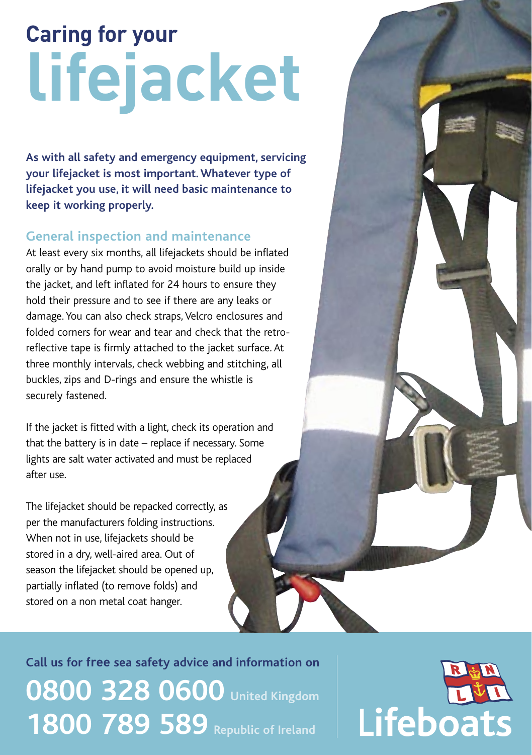# Caring for your lifejacket

**As with all safety and emergency equipment, servicing your lifejacket is most important. Whatever type of lifejacket you use, it will need basic maintenance to keep it working properly.**

## General inspection and maintenance

At least every six months, all lifejackets should be inflated orally or by hand pump to avoid moisture build up inside the jacket, and left inflated for 24 hours to ensure they hold their pressure and to see if there are any leaks or damage. You can also check straps, Velcro enclosures and folded corners for wear and tear and check that the retro-reflective tape is firmly attached to the jacket surface. At three monthly intervals, check webbing and stitching, all buckles, zips and D-rings and ensure the whistle is securely fastened.

If the jacket is fitted with a light, check its operation and that the battery is in date – replace if necessary. Some lights are salt water activated and must be replaced after use.

The lifejacket should be repacked correctly, as per the manufacturers folding instructions. When not in use, lifejackets should be stored in a dry, well-aired area. Out of season the lifejacket should be opened up, partially inflated (to remove folds) and stored on a non metal coat hanger.

**Call us for free sea safety advice and information on**

**0800 328 0600** United Kingdom

**1800 789 589** Republic of Ireland

RNLI Lifeboats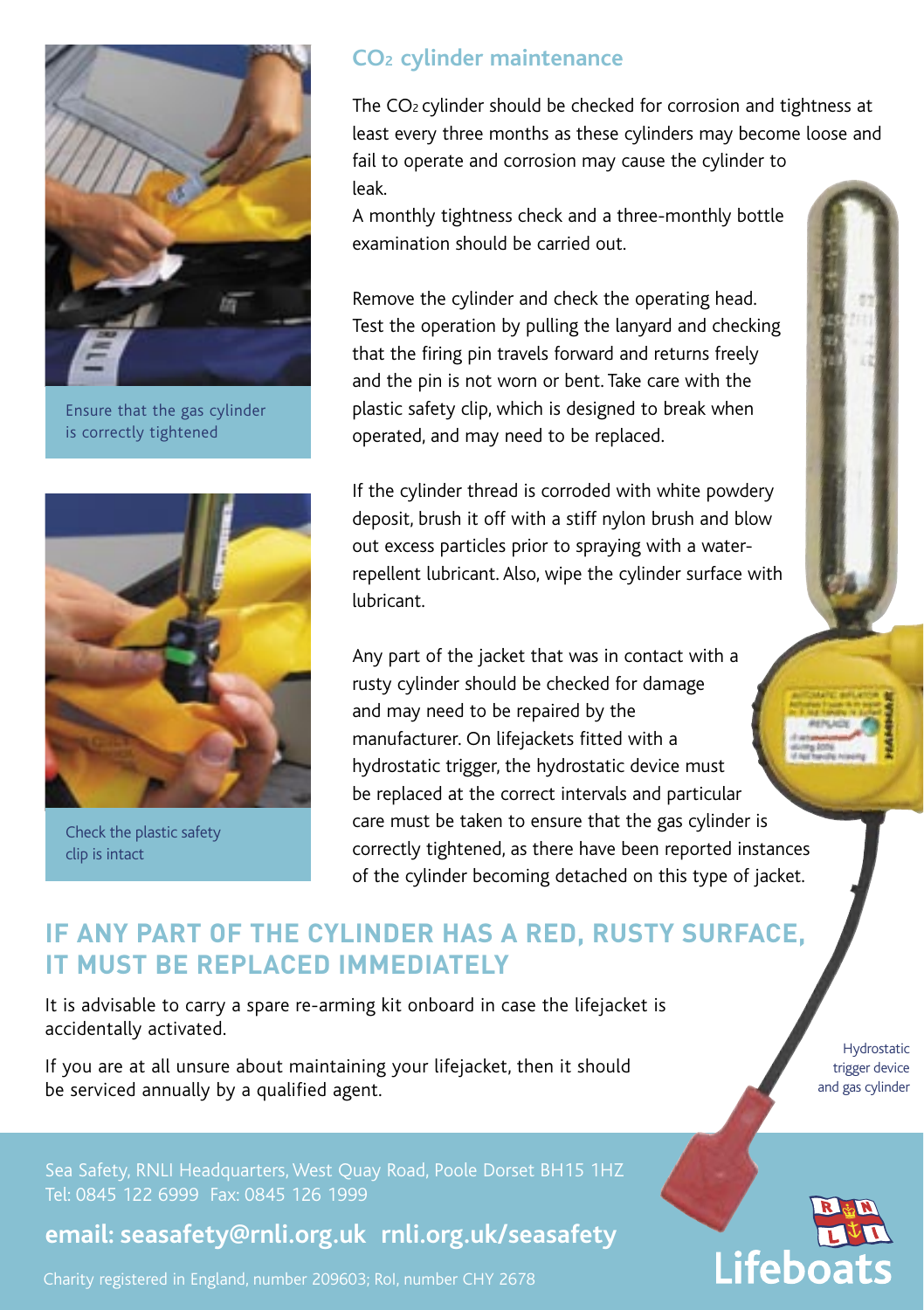Ensure that the gas cylinder is correctly tightened

Check the plastic safety clip is intact

## $CO_2$ cylinder maintenance

The $CO_2$ cylinder should be checked for corrosion and tightness at least every three months as these cylinders may become loose and fail to operate and corrosion may cause the cylinder to leak.

A monthly tightness check and a three-monthly bottle examination should be carried out.

Remove the cylinder and check the operating head. Test the operation by pulling the lanyard and checking that the firing pin travels forward and returns freely and the pin is not worn or bent. Take care with the plastic safety clip, which is designed to break when operated, and may need to be replaced.

If the cylinder thread is corroded with white powdery deposit, brush it off with a stiff nylon brush and blow out excess particles prior to spraying with a water-repellent lubricant. Also, wipe the cylinder surface with lubricant.

Any part of the jacket that was in contact with a rusty cylinder should be checked for damage and may need to be repaired by the manufacturer. On lifejackets fitted with a hydrostatic trigger, the hydrostatic device must be replaced at the correct intervals and particular care must be taken to ensure that the gas cylinder is correctly tightened, as there have been reported instances of the cylinder becoming detached on this type of jacket.

Hydrostatic trigger device and gas cylinder

## IF ANY PART OF THE CYLINDER HAS A RED, RUSTY SURFACE, IT MUST BE REPLACED IMMEDIATELY

It is advisable to carry a spare re-arming kit onboard in case the lifejacket is accidentally activated.

If you are at all unsure about maintaining your lifejacket, then it should be serviced annually by a qualified agent.

Sea Safety, RNLI Headquarters, West Quay Road, Poole Dorset BH15 1HZ
Tel: 0845 122 6999 Fax: 0845 126 1999

**email: seasafety@rnli.org.uk rnli.org.uk/seasafety**

Charity registered in England, number 209603; RoI, number CHY 2678

Lifeboats